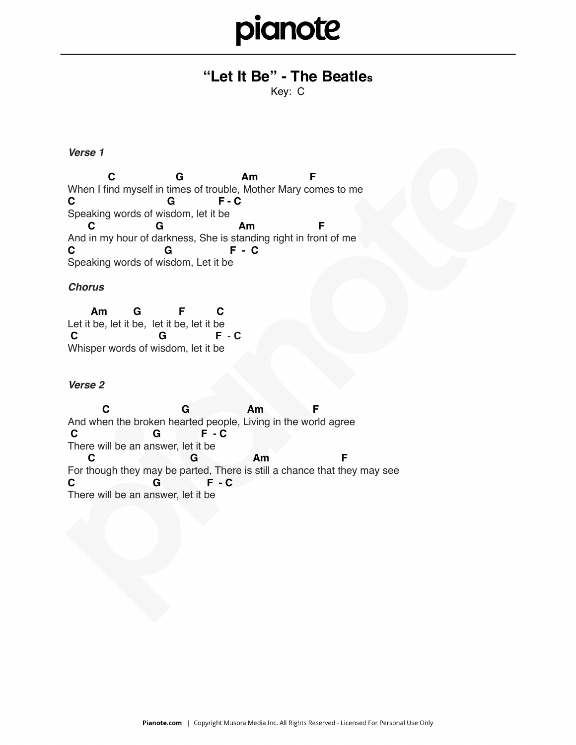# pianote

## "Let It Be" - The Beatles

Key: C

### *Verse 1*

```
          C                  G                  Am                F
When I find myself in times of trouble, Mother Mary comes to me
C                           G              F - C
Speaking words of wisdom, let it be
      C                G                        Am                   F
And in my hour of darkness, She is standing right in front of me
C                           G               F  -  C
Speaking words of wisdom, Let it be
```

### *Chorus*

```
      Am        G            F          C
Let it be, let it be,  let it be, let it be
 C                          G              F  - C
Whisper words of wisdom, let it be
```

### *Verse 2*

```
        C                      G                   Am                F
And when the broken hearted people, Living in the world agree
 C                     G              F  - C
There will be an answer, let it be
      C                          G                  Am                      F
For though they may be parted, There is still a chance that they may see
C                      G              F  - C
There will be an answer, let it be
```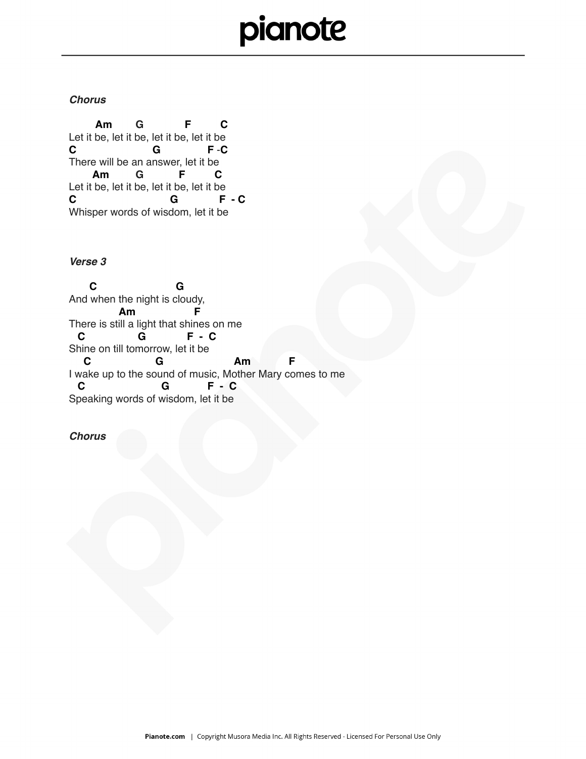*Chorus*

```
      Am      G          F       C
Let it be, let it be, let it be, let it be
C                   G            F -C
There will be an answer, let it be
     Am      G          F       C
Let it be, let it be, let it be, let it be
C                       G          F - C
Whisper words of wisdom, let it be
```

*Verse 3*

```
     C                    G
And when the night is cloudy,
             Am              F
There is still a light that shines on me
  C               G          F - C
Shine on till tomorrow, let it be
   C                G                  Am           F
I wake up to the sound of music, Mother Mary comes to me
  C                     G          F - C
Speaking words of wisdom, let it be
```

*Chorus*